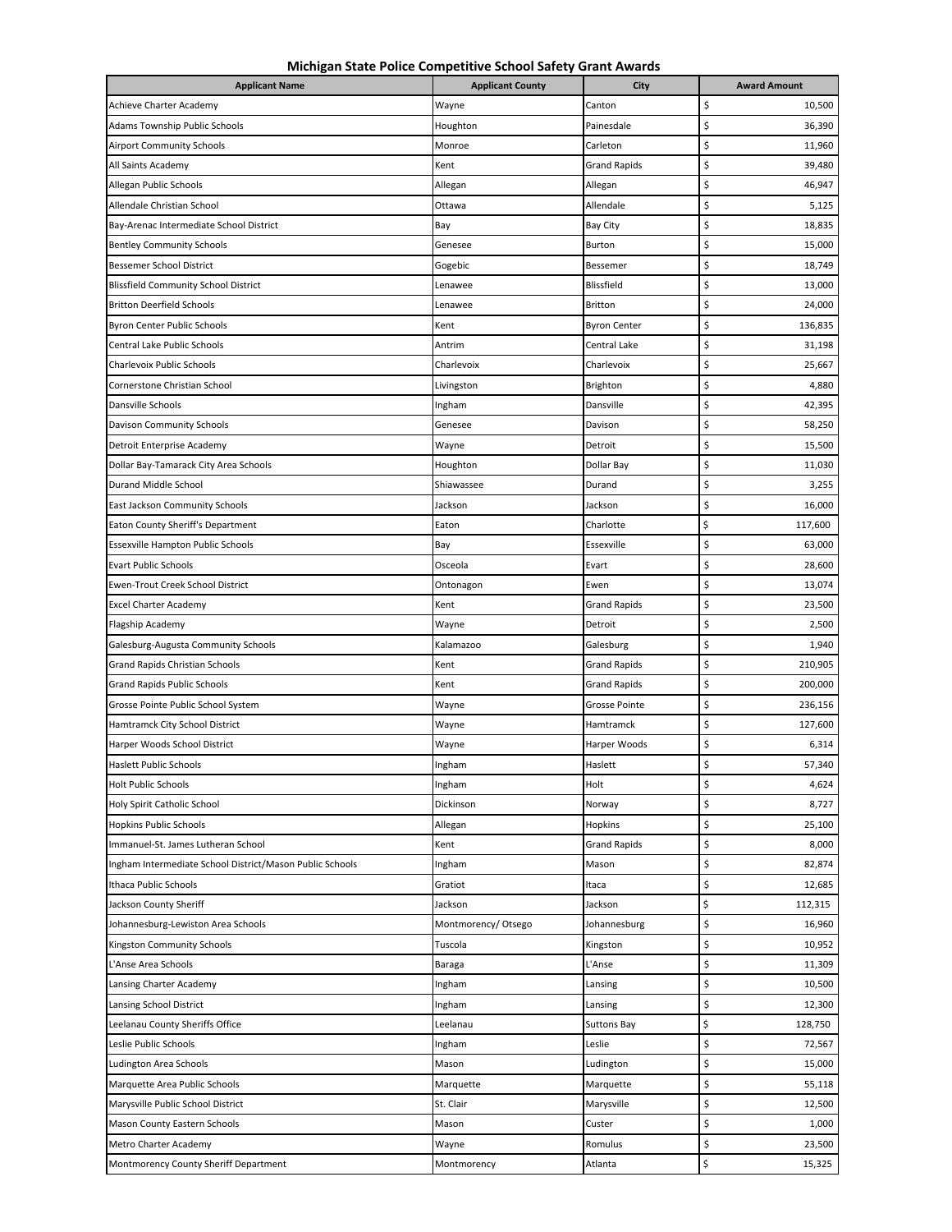# Michigan State Police Competitive School Safety Grant Awards

| Applicant Name | Applicant County | City | Award Amount |
|---|---|---|---|
| Achieve Charter Academy | Wayne | Canton | $ 10,500 |
| Adams Township Public Schools | Houghton | Painesdale | $ 36,390 |
| Airport Community Schools | Monroe | Carleton | $ 11,960 |
| All Saints Academy | Kent | Grand Rapids | $ 39,480 |
| Allegan Public Schools | Allegan | Allegan | $ 46,947 |
| Allendale Christian School | Ottawa | Allendale | $ 5,125 |
| Bay-Arenac Intermediate School District | Bay | Bay City | $ 18,835 |
| Bentley Community Schools | Genesee | Burton | $ 15,000 |
| Bessemer School District | Gogebic | Bessemer | $ 18,749 |
| Blissfield Community School District | Lenawee | Blissfield | $ 13,000 |
| Britton Deerfield Schools | Lenawee | Britton | $ 24,000 |
| Byron Center Public Schools | Kent | Byron Center | $ 136,835 |
| Central Lake Public Schools | Antrim | Central Lake | $ 31,198 |
| Charlevoix Public Schools | Charlevoix | Charlevoix | $ 25,667 |
| Cornerstone Christian School | Livingston | Brighton | $ 4,880 |
| Dansville Schools | Ingham | Dansville | $ 42,395 |
| Davison Community Schools | Genesee | Davison | $ 58,250 |
| Detroit Enterprise Academy | Wayne | Detroit | $ 15,500 |
| Dollar Bay-Tamarack City Area Schools | Houghton | Dollar Bay | $ 11,030 |
| Durand Middle School | Shiawassee | Durand | $ 3,255 |
| East Jackson Community Schools | Jackson | Jackson | $ 16,000 |
| Eaton County Sheriff's Department | Eaton | Charlotte | $ 117,600 |
| Essexville Hampton Public Schools | Bay | Essexville | $ 63,000 |
| Evart Public Schools | Osceola | Evart | $ 28,600 |
| Ewen-Trout Creek School District | Ontonagon | Ewen | $ 13,074 |
| Excel Charter Academy | Kent | Grand Rapids | $ 23,500 |
| Flagship Academy | Wayne | Detroit | $ 2,500 |
| Galesburg-Augusta Community Schools | Kalamazoo | Galesburg | $ 1,940 |
| Grand Rapids Christian Schools | Kent | Grand Rapids | $ 210,905 |
| Grand Rapids Public Schools | Kent | Grand Rapids | $ 200,000 |
| Grosse Pointe Public School System | Wayne | Grosse Pointe | $ 236,156 |
| Hamtramck City School District | Wayne | Hamtramck | $ 127,600 |
| Harper Woods School District | Wayne | Harper Woods | $ 6,314 |
| Haslett Public Schools | Ingham | Haslett | $ 57,340 |
| Holt Public Schools | Ingham | Holt | $ 4,624 |
| Holy Spirit Catholic School | Dickinson | Norway | $ 8,727 |
| Hopkins Public Schools | Allegan | Hopkins | $ 25,100 |
| Immanuel-St. James Lutheran School | Kent | Grand Rapids | $ 8,000 |
| Ingham Intermediate School District/Mason Public Schools | Ingham | Mason | $ 82,874 |
| Ithaca Public Schools | Gratiot | Itaca | $ 12,685 |
| Jackson County Sheriff | Jackson | Jackson | $ 112,315 |
| Johannesburg-Lewiston Area Schools | Montmorency/ Otsego | Johannesburg | $ 16,960 |
| Kingston Community Schools | Tuscola | Kingston | $ 10,952 |
| L'Anse Area Schools | Baraga | L'Anse | $ 11,309 |
| Lansing Charter Academy | Ingham | Lansing | $ 10,500 |
| Lansing School District | Ingham | Lansing | $ 12,300 |
| Leelanau County Sheriffs Office | Leelanau | Suttons Bay | $ 128,750 |
| Leslie Public Schools | Ingham | Leslie | $ 72,567 |
| Ludington Area Schools | Mason | Ludington | $ 15,000 |
| Marquette Area Public Schools | Marquette | Marquette | $ 55,118 |
| Marysville Public School District | St. Clair | Marysville | $ 12,500 |
| Mason County Eastern Schools | Mason | Custer | $ 1,000 |
| Metro Charter Academy | Wayne | Romulus | $ 23,500 |
| Montmorency County Sheriff Department | Montmorency | Atlanta | $ 15,325 |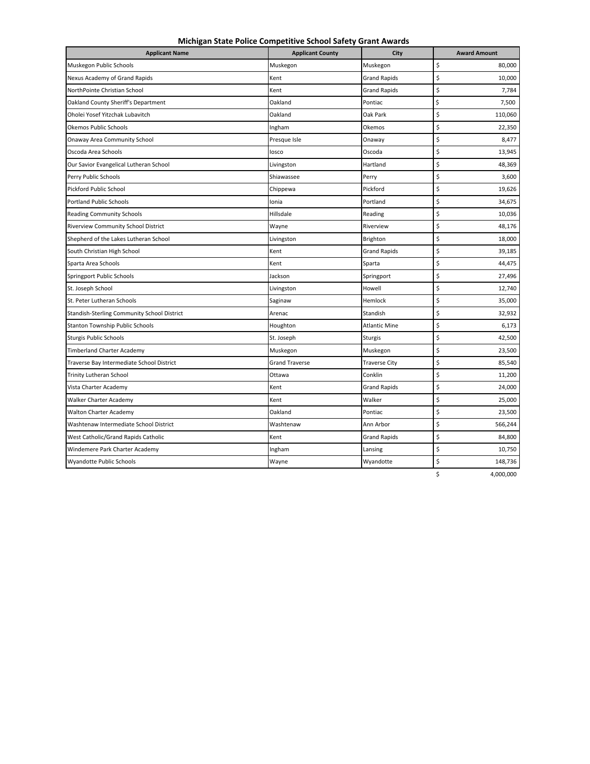**Michigan State Police Competitive School Safety Grant Awards**

| Applicant Name | Applicant County | City | Award Amount |
|---|---|---|---|
| Muskegon Public Schools | Muskegon | Muskegon | $ 80,000 |
| Nexus Academy of Grand Rapids | Kent | Grand Rapids | $ 10,000 |
| NorthPointe Christian School | Kent | Grand Rapids | $ 7,784 |
| Oakland County Sheriff's Department | Oakland | Pontiac | $ 7,500 |
| Oholei Yosef Yitzchak Lubavitch | Oakland | Oak Park | $ 110,060 |
| Okemos Public Schools | Ingham | Okemos | $ 22,350 |
| Onaway Area Community School | Presque Isle | Onaway | $ 8,477 |
| Oscoda Area Schools | Iosco | Oscoda | $ 13,945 |
| Our Savior Evangelical Lutheran School | Livingston | Hartland | $ 48,369 |
| Perry Public Schools | Shiawassee | Perry | $ 3,600 |
| Pickford Public School | Chippewa | Pickford | $ 19,626 |
| Portland Public Schools | Ionia | Portland | $ 34,675 |
| Reading Community Schools | Hillsdale | Reading | $ 10,036 |
| Riverview Community School District | Wayne | Riverview | $ 48,176 |
| Shepherd of the Lakes Lutheran School | Livingston | Brighton | $ 18,000 |
| South Christian High School | Kent | Grand Rapids | $ 39,185 |
| Sparta Area Schools | Kent | Sparta | $ 44,475 |
| Springport Public Schools | Jackson | Springport | $ 27,496 |
| St. Joseph School | Livingston | Howell | $ 12,740 |
| St. Peter Lutheran Schools | Saginaw | Hemlock | $ 35,000 |
| Standish-Sterling Community School District | Arenac | Standish | $ 32,932 |
| Stanton Township Public Schools | Houghton | Atlantic Mine | $ 6,173 |
| Sturgis Public Schools | St. Joseph | Sturgis | $ 42,500 |
| Timberland Charter Academy | Muskegon | Muskegon | $ 23,500 |
| Traverse Bay Intermediate School District | Grand Traverse | Traverse City | $ 85,540 |
| Trinity Lutheran School | Ottawa | Conklin | $ 11,200 |
| Vista Charter Academy | Kent | Grand Rapids | $ 24,000 |
| Walker Charter Academy | Kent | Walker | $ 25,000 |
| Walton Charter Academy | Oakland | Pontiac | $ 23,500 |
| Washtenaw Intermediate School District | Washtenaw | Ann Arbor | $ 566,244 |
| West Catholic/Grand Rapids Catholic | Kent | Grand Rapids | $ 84,800 |
| Windemere Park Charter Academy | Ingham | Lansing | $ 10,750 |
| Wyandotte Public Schools | Wayne | Wyandotte | $ 148,736 |
| | | | $ 4,000,000 |